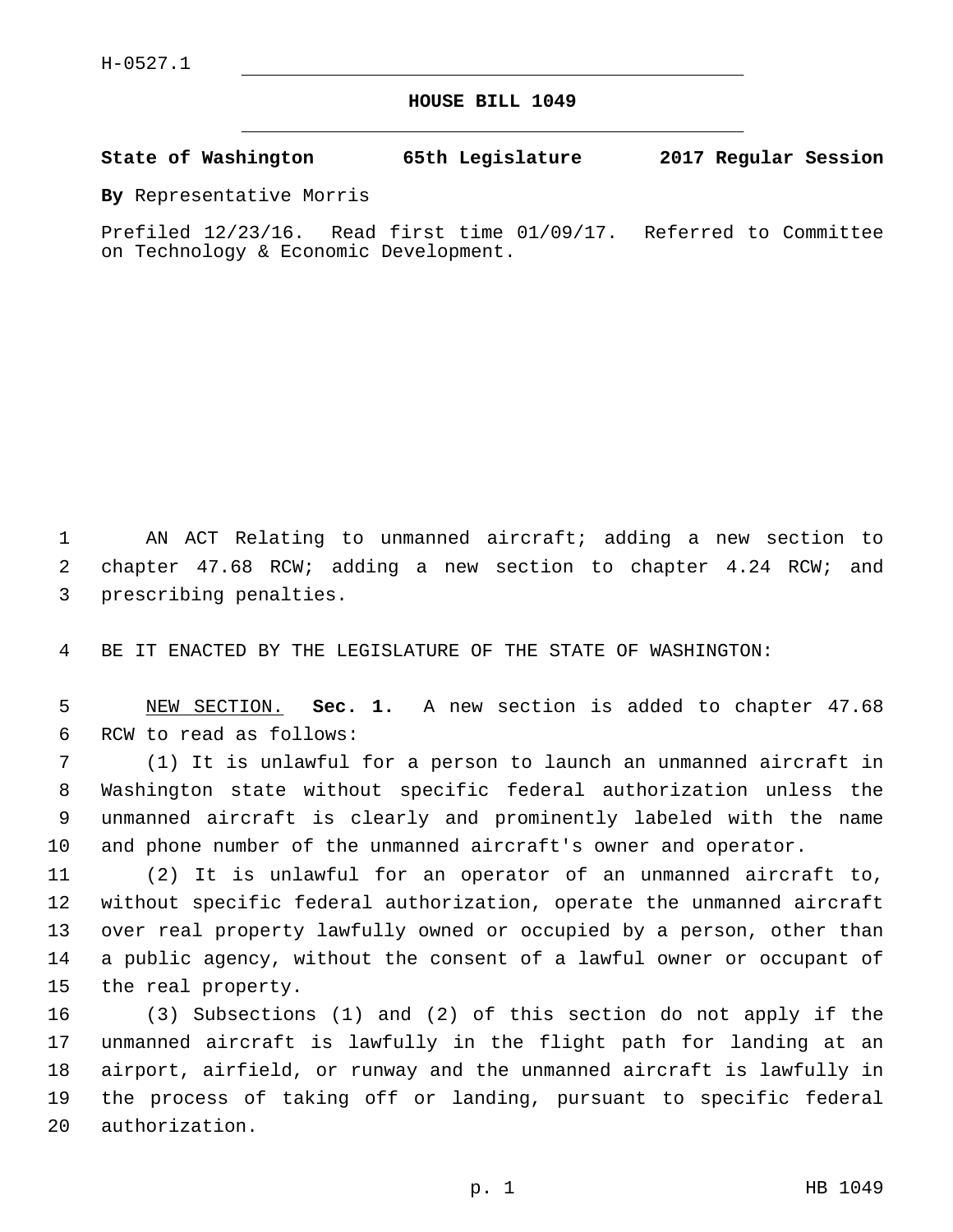H-0527.1

# HOUSE BILL 1049

**State of Washington 65th Legislature 2017 Regular Session**

**By** Representative Morris

Prefiled 12/23/16. Read first time 01/09/17. Referred to Committee on Technology & Economic Development.

AN ACT Relating to unmanned aircraft; adding a new section to chapter 47.68 RCW; adding a new section to chapter 4.24 RCW; and prescribing penalties.

BE IT ENACTED BY THE LEGISLATURE OF THE STATE OF WASHINGTON:

NEW SECTION. **Sec. 1.** A new section is added to chapter 47.68 RCW to read as follows:

(1) It is unlawful for a person to launch an unmanned aircraft in Washington state without specific federal authorization unless the unmanned aircraft is clearly and prominently labeled with the name and phone number of the unmanned aircraft's owner and operator.

(2) It is unlawful for an operator of an unmanned aircraft to, without specific federal authorization, operate the unmanned aircraft over real property lawfully owned or occupied by a person, other than a public agency, without the consent of a lawful owner or occupant of the real property.

(3) Subsections (1) and (2) of this section do not apply if the unmanned aircraft is lawfully in the flight path for landing at an airport, airfield, or runway and the unmanned aircraft is lawfully in the process of taking off or landing, pursuant to specific federal authorization.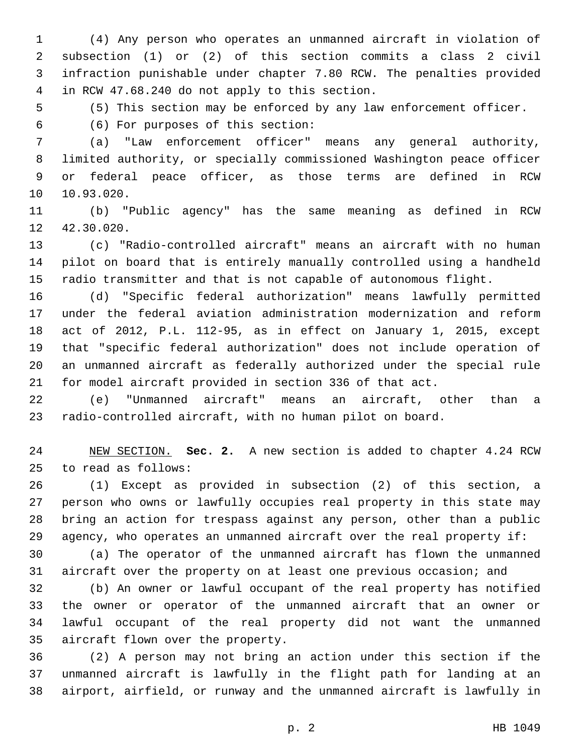(4) Any person who operates an unmanned aircraft in violation of subsection (1) or (2) of this section commits a class 2 civil infraction punishable under chapter 7.80 RCW. The penalties provided in RCW 47.68.240 do not apply to this section.

(5) This section may be enforced by any law enforcement officer.

(6) For purposes of this section:

(a) "Law enforcement officer" means any general authority, limited authority, or specially commissioned Washington peace officer or federal peace officer, as those terms are defined in RCW 10.93.020.

(b) "Public agency" has the same meaning as defined in RCW 42.30.020.

(c) "Radio-controlled aircraft" means an aircraft with no human pilot on board that is entirely manually controlled using a handheld radio transmitter and that is not capable of autonomous flight.

(d) "Specific federal authorization" means lawfully permitted under the federal aviation administration modernization and reform act of 2012, P.L. 112-95, as in effect on January 1, 2015, except that "specific federal authorization" does not include operation of an unmanned aircraft as federally authorized under the special rule for model aircraft provided in section 336 of that act.

(e) "Unmanned aircraft" means an aircraft, other than a radio-controlled aircraft, with no human pilot on board.

NEW SECTION. **Sec. 2.** A new section is added to chapter 4.24 RCW to read as follows:

(1) Except as provided in subsection (2) of this section, a person who owns or lawfully occupies real property in this state may bring an action for trespass against any person, other than a public agency, who operates an unmanned aircraft over the real property if:

(a) The operator of the unmanned aircraft has flown the unmanned aircraft over the property on at least one previous occasion; and

(b) An owner or lawful occupant of the real property has notified the owner or operator of the unmanned aircraft that an owner or lawful occupant of the real property did not want the unmanned aircraft flown over the property.

(2) A person may not bring an action under this section if the unmanned aircraft is lawfully in the flight path for landing at an airport, airfield, or runway and the unmanned aircraft is lawfully in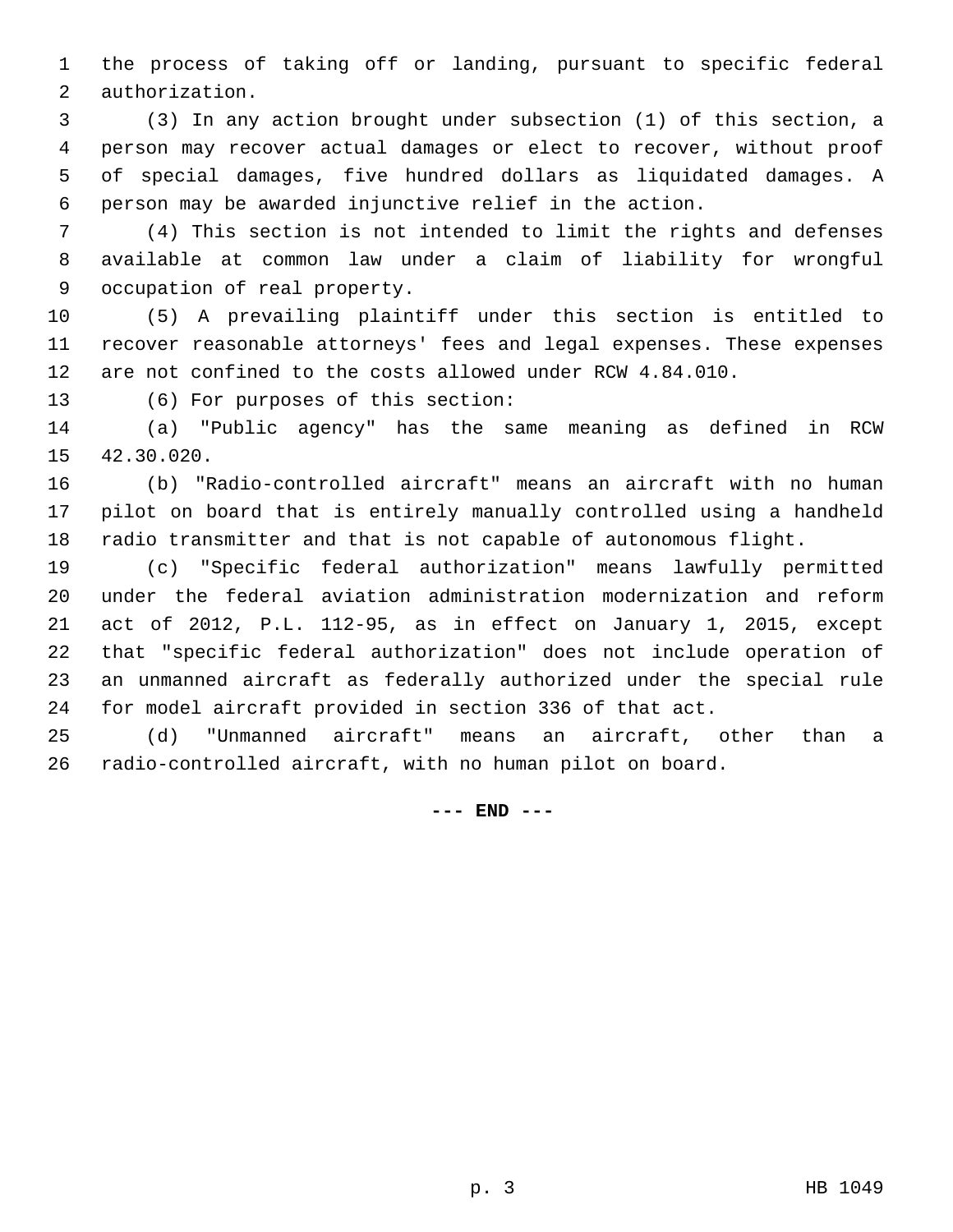the process of taking off or landing, pursuant to specific federal authorization.

(3) In any action brought under subsection (1) of this section, a person may recover actual damages or elect to recover, without proof of special damages, five hundred dollars as liquidated damages. A person may be awarded injunctive relief in the action.

(4) This section is not intended to limit the rights and defenses available at common law under a claim of liability for wrongful occupation of real property.

(5) A prevailing plaintiff under this section is entitled to recover reasonable attorneys' fees and legal expenses. These expenses are not confined to the costs allowed under RCW 4.84.010.

(6) For purposes of this section:

(a) "Public agency" has the same meaning as defined in RCW 42.30.020.

(b) "Radio-controlled aircraft" means an aircraft with no human pilot on board that is entirely manually controlled using a handheld radio transmitter and that is not capable of autonomous flight.

(c) "Specific federal authorization" means lawfully permitted under the federal aviation administration modernization and reform act of 2012, P.L. 112-95, as in effect on January 1, 2015, except that "specific federal authorization" does not include operation of an unmanned aircraft as federally authorized under the special rule for model aircraft provided in section 336 of that act.

(d) "Unmanned aircraft" means an aircraft, other than a radio-controlled aircraft, with no human pilot on board.

**--- END ---**